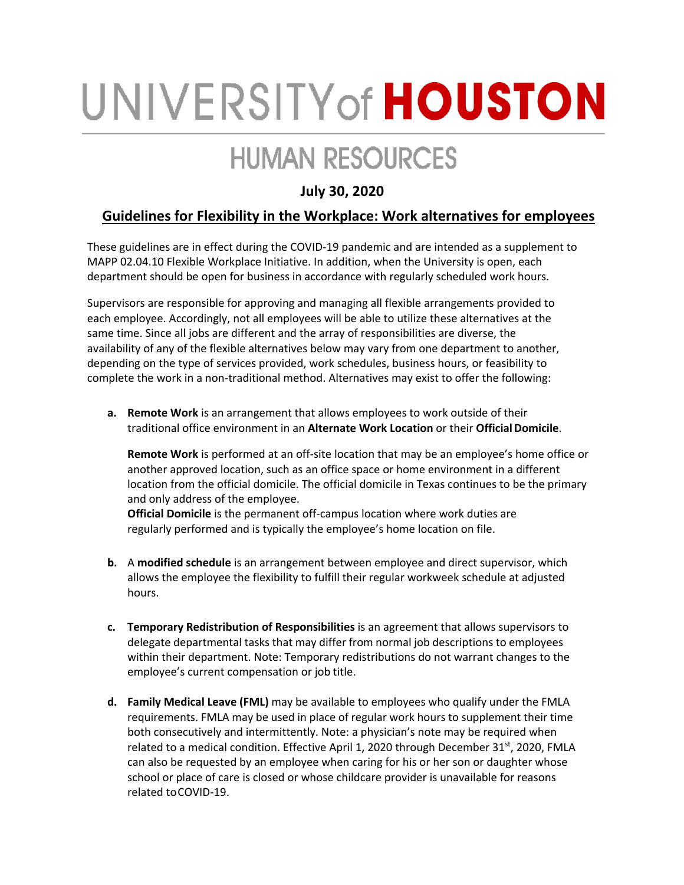# UNIVERSITY of HOUSTON

## HUMAN RESOURCES

**July 30, 2020**

## Guidelines for Flexibility in the Workplace: Work alternatives for employees

These guidelines are in effect during the COVID-19 pandemic and are intended as a supplement to MAPP 02.04.10 Flexible Workplace Initiative. In addition, when the University is open, each department should be open for business in accordance with regularly scheduled work hours.

Supervisors are responsible for approving and managing all flexible arrangements provided to each employee. Accordingly, not all employees will be able to utilize these alternatives at the same time. Since all jobs are different and the array of responsibilities are diverse, the availability of any of the flexible alternatives below may vary from one department to another, depending on the type of services provided, work schedules, business hours, or feasibility to complete the work in a non-traditional method. Alternatives may exist to offer the following:

**a. Remote Work** is an arrangement that allows employees to work outside of their traditional office environment in an **Alternate Work Location** or their **Official Domicile**.

   **Remote Work** is performed at an off-site location that may be an employee's home office or another approved location, such as an office space or home environment in a different location from the official domicile. The official domicile in Texas continues to be the primary and only address of the employee.
   **Official Domicile** is the permanent off-campus location where work duties are regularly performed and is typically the employee's home location on file.

**b.** A **modified schedule** is an arrangement between employee and direct supervisor, which allows the employee the flexibility to fulfill their regular workweek schedule at adjusted hours.

**c. Temporary Redistribution of Responsibilities** is an agreement that allows supervisors to delegate departmental tasks that may differ from normal job descriptions to employees within their department. Note: Temporary redistributions do not warrant changes to the employee's current compensation or job title.

**d. Family Medical Leave (FML)** may be available to employees who qualify under the FMLA requirements. FMLA may be used in place of regular work hours to supplement their time both consecutively and intermittently. Note: a physician's note may be required when related to a medical condition. Effective April 1, 2020 through December 31st, 2020, FMLA can also be requested by an employee when caring for his or her son or daughter whose school or place of care is closed or whose childcare provider is unavailable for reasons related to COVID-19.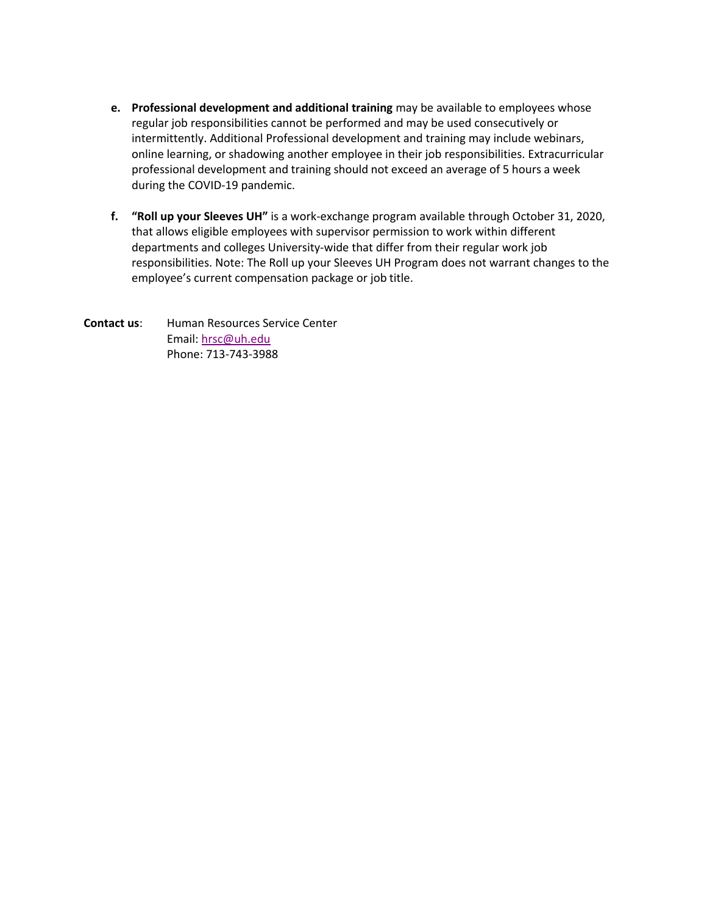e. **Professional development and additional training** may be available to employees whose regular job responsibilities cannot be performed and may be used consecutively or intermittently. Additional Professional development and training may include webinars, online learning, or shadowing another employee in their job responsibilities. Extracurricular professional development and training should not exceed an average of 5 hours a week during the COVID-19 pandemic.

f. **"Roll up your Sleeves UH"** is a work-exchange program available through October 31, 2020, that allows eligible employees with supervisor permission to work within different departments and colleges University-wide that differ from their regular work job responsibilities. Note: The Roll up your Sleeves UH Program does not warrant changes to the employee's current compensation package or job title.

**Contact us**: Human Resources Service Center
Email: hrsc@uh.edu
Phone: 713-743-3988